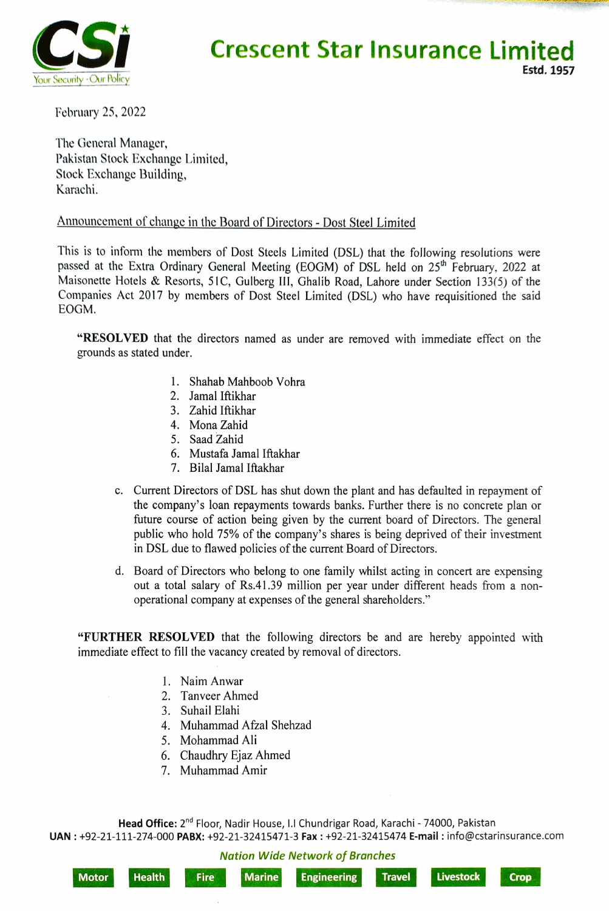# Crescent Star Insurance Limited

Estd. 1957

February 25, 2022

The General Manager,
Pakistan Stock Exchange Limited,
Stock Exchange Building,
Karachi.

Announcement of change in the Board of Directors - Dost Steel Limited

This is to inform the members of Dost Steels Limited (DSL) that the following resolutions were passed at the Extra Ordinary General Meeting (EOGM) of DSL held on 25th February, 2022 at Maisonette Hotels & Resorts, 51C, Gulberg III, Ghalib Road, Lahore under Section 133(5) of the Companies Act 2017 by members of Dost Steel Limited (DSL) who have requisitioned the said EOGM.

> "**RESOLVED** that the directors named as under are removed with immediate effect on the grounds as stated under.
>
> 1. Shahab Mahboob Vohra
> 2. Jamal Iftikhar
> 3. Zahid Iftikhar
> 4. Mona Zahid
> 5. Saad Zahid
> 6. Mustafa Jamal Iftakhar
> 7. Bilal Jamal Iftakhar
>
> c. Current Directors of DSL has shut down the plant and has defaulted in repayment of the company's loan repayments towards banks. Further there is no concrete plan or future course of action being given by the current board of Directors. The general public who hold 75% of the company's shares is being deprived of their investment in DSL due to flawed policies of the current Board of Directors.
>
> d. Board of Directors who belong to one family whilst acting in concert are expensing out a total salary of Rs.41.39 million per year under different heads from a non-operational company at expenses of the general shareholders."
>
> "**FURTHER RESOLVED** that the following directors be and are hereby appointed with immediate effect to fill the vacancy created by removal of directors.
>
> 1. Naim Anwar
> 2. Tanveer Ahmed
> 3. Suhail Elahi
> 4. Muhammad Afzal Shehzad
> 5. Mohammad Ali
> 6. Chaudhry Ejaz Ahmed
> 7. Muhammad Amir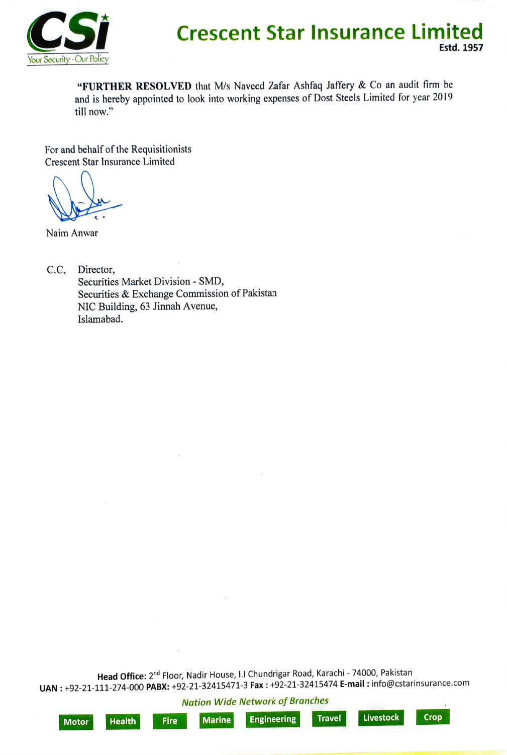**"FURTHER RESOLVED** that M/s Naveed Zafar Ashfaq Jaffery & Co an audit firm be and is hereby appointed to look into working expenses of Dost Steels Limited for year 2019 till now."

For and behalf of the Requisitionists
Crescent Star Insurance Limited

Naim Anwar

C.C, Director,
Securities Market Division - SMD,
Securities & Exchange Commission of Pakistan
NIC Building, 63 Jinnah Avenue,
Islamabad.